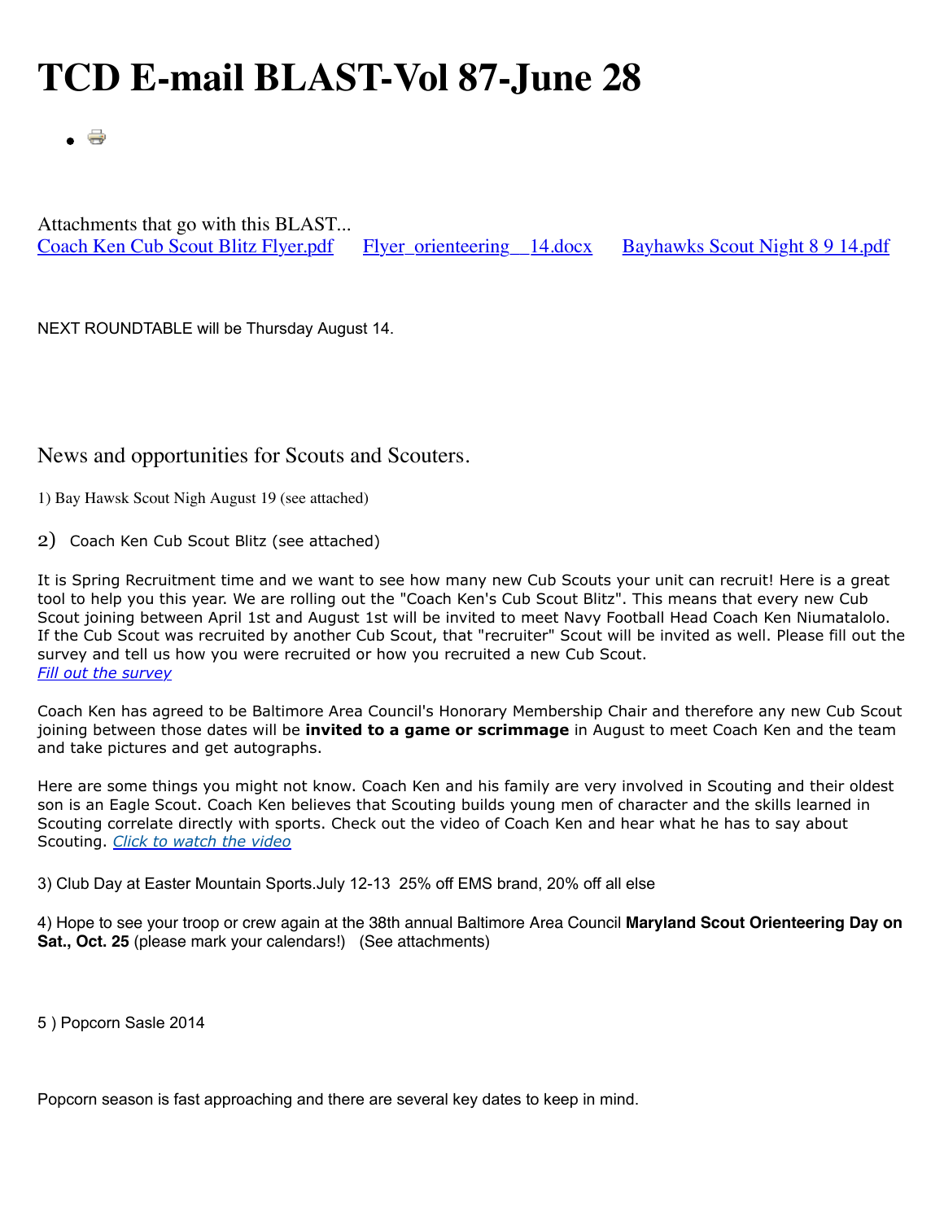# TCD E-mail BLAST-Vol 87-June 28

Attachments that go with this BLAST...
[Coach Ken Cub Scout Blitz Flyer.pdf](#) [Flyer_orienteering__14.docx](#) [Bayhawks Scout Night 8 9 14.pdf](#)

NEXT ROUNDTABLE will be Thursday August 14.

## News and opportunities for Scouts and Scouters.

1) Bay Hawsk Scout Nigh August 19 (see attached)

2) Coach Ken Cub Scout Blitz (see attached)

It is Spring Recruitment time and we want to see how many new Cub Scouts your unit can recruit! Here is a great tool to help you this year. We are rolling out the "Coach Ken's Cub Scout Blitz". This means that every new Cub Scout joining between April 1st and August 1st will be invited to meet Navy Football Head Coach Ken Niumatalolo. If the Cub Scout was recruited by another Cub Scout, that "recruiter" Scout will be invited as well. Please fill out the survey and tell us how you were recruited or how you recruited a new Cub Scout.
*[Fill out the survey](#)*

Coach Ken has agreed to be Baltimore Area Council's Honorary Membership Chair and therefore any new Cub Scout joining between those dates will be **invited to a game or scrimmage** in August to meet Coach Ken and the team and take pictures and get autographs.

Here are some things you might not know. Coach Ken and his family are very involved in Scouting and their oldest son is an Eagle Scout. Coach Ken believes that Scouting builds young men of character and the skills learned in Scouting correlate directly with sports. Check out the video of Coach Ken and hear what he has to say about Scouting. *[Click to watch the video](#)*

3) Club Day at Easter Mountain Sports.July 12-13 25% off EMS brand, 20% off all else

4) Hope to see your troop or crew again at the 38th annual Baltimore Area Council **Maryland Scout Orienteering Day on Sat., Oct. 25** (please mark your calendars!) (See attachments)

5 ) Popcorn Sasle 2014

Popcorn season is fast approaching and there are several key dates to keep in mind.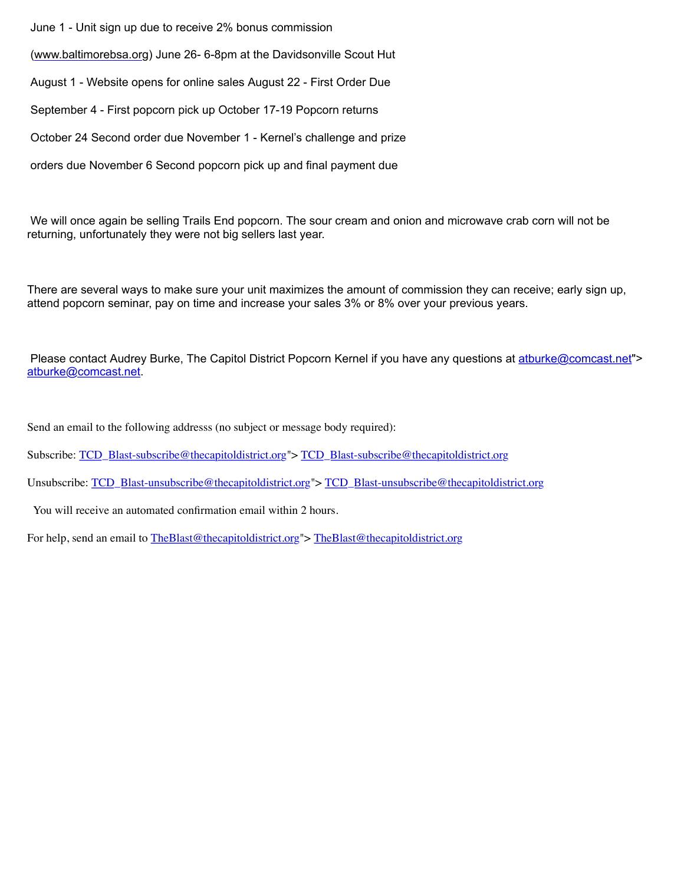June 1 - Unit sign up due to receive 2% bonus commission

(www.baltimorebsa.org) June 26- 6-8pm at the Davidsonville Scout Hut

August 1 - Website opens for online sales August 22 - First Order Due

September 4 - First popcorn pick up October 17-19 Popcorn returns

October 24 Second order due November 1 - Kernel's challenge and prize

orders due November 6 Second popcorn pick up and final payment due

We will once again be selling Trails End popcorn. The sour cream and onion and microwave crab corn will not be returning, unfortunately they were not big sellers last year.

There are several ways to make sure your unit maximizes the amount of commission they can receive; early sign up, attend popcorn seminar, pay on time and increase your sales 3% or 8% over your previous years.

Please contact Audrey Burke, The Capitol District Popcorn Kernel if you have any questions at atburke@comcast.net"> atburke@comcast.net.

Send an email to the following addresss (no subject or message body required):

Subscribe: TCD_Blast-subscribe@thecapitoldistrict.org"> TCD_Blast-subscribe@thecapitoldistrict.org

Unsubscribe: TCD_Blast-unsubscribe@thecapitoldistrict.org"> TCD_Blast-unsubscribe@thecapitoldistrict.org

You will receive an automated confirmation email within 2 hours.

For help, send an email to TheBlast@thecapitoldistrict.org"> TheBlast@thecapitoldistrict.org